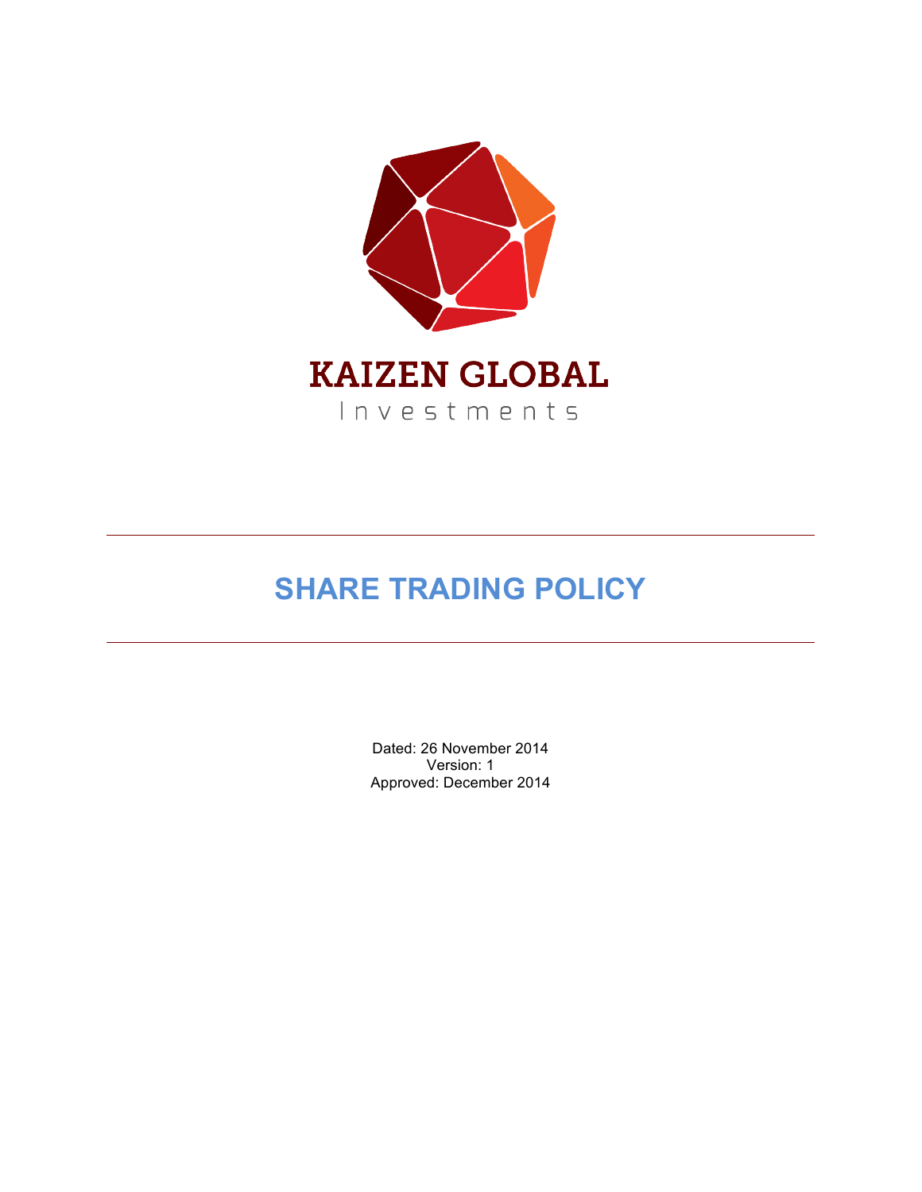KAIZEN GLOBAL

Investments

# SHARE TRADING POLICY

Dated: 26 November 2014
Version: 1
Approved: December 2014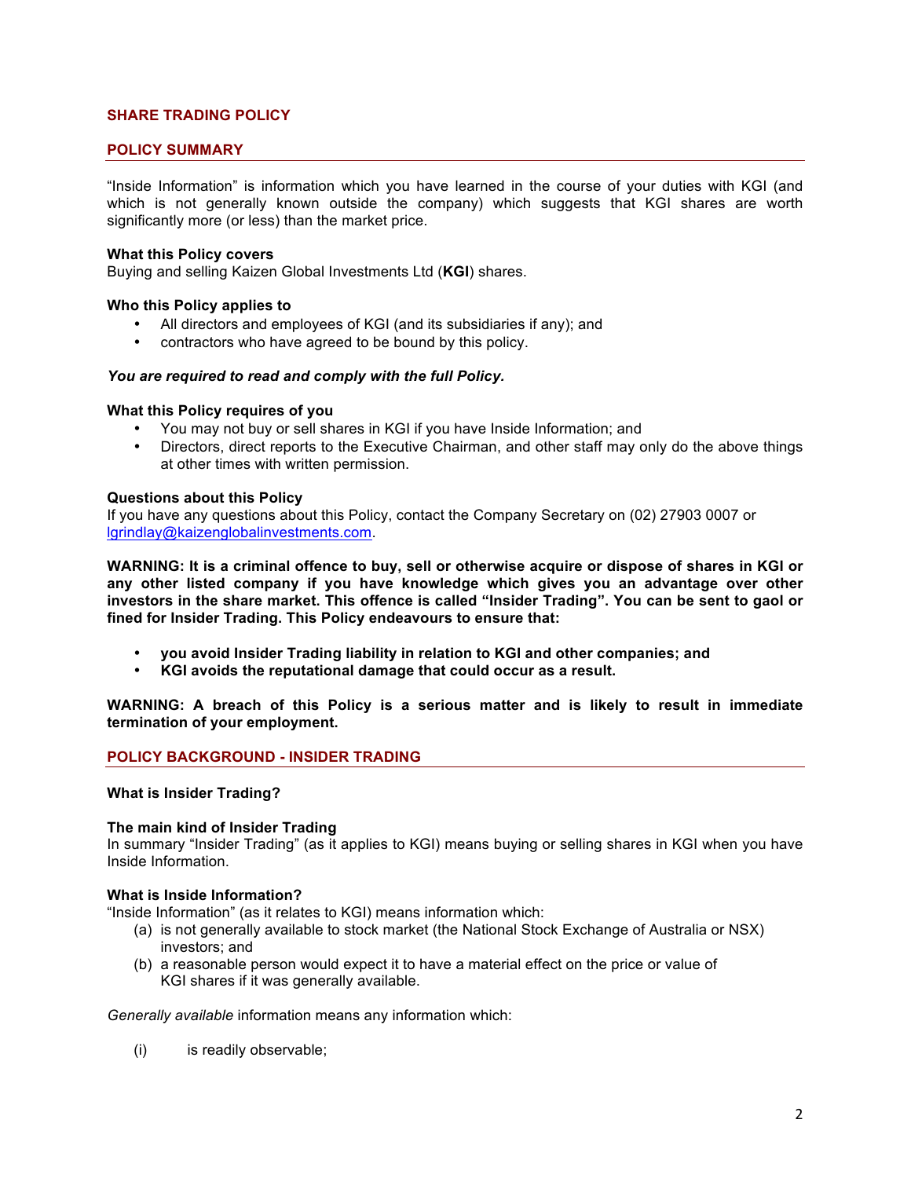## SHARE TRADING POLICY

## POLICY SUMMARY

"Inside Information" is information which you have learned in the course of your duties with KGI (and which is not generally known outside the company) which suggests that KGI shares are worth significantly more (or less) than the market price.

**What this Policy covers**
Buying and selling Kaizen Global Investments Ltd (**KGI**) shares.

**Who this Policy applies to**

- All directors and employees of KGI (and its subsidiaries if any); and
- contractors who have agreed to be bound by this policy.

***You are required to read and comply with the full Policy.***

**What this Policy requires of you**

- You may not buy or sell shares in KGI if you have Inside Information; and
- Directors, direct reports to the Executive Chairman, and other staff may only do the above things at other times with written permission.

**Questions about this Policy**
If you have any questions about this Policy, contact the Company Secretary on (02) 27903 0007 or [lgrindlay@kaizenglobalinvestments.com](mailto:lgrindlay@kaizenglobalinvestments.com).

**WARNING: It is a criminal offence to buy, sell or otherwise acquire or dispose of shares in KGI or any other listed company if you have knowledge which gives you an advantage over other investors in the share market. This offence is called "Insider Trading". You can be sent to gaol or fined for Insider Trading. This Policy endeavours to ensure that:**

- **you avoid Insider Trading liability in relation to KGI and other companies; and**
- **KGI avoids the reputational damage that could occur as a result.**

**WARNING: A breach of this Policy is a serious matter and is likely to result in immediate termination of your employment.**

## POLICY BACKGROUND - INSIDER TRADING

**What is Insider Trading?**

**The main kind of Insider Trading**
In summary "Insider Trading" (as it applies to KGI) means buying or selling shares in KGI when you have Inside Information.

**What is Inside Information?**
"Inside Information" (as it relates to KGI) means information which:

(a) is not generally available to stock market (the National Stock Exchange of Australia or NSX) investors; and
(b) a reasonable person would expect it to have a material effect on the price or value of KGI shares if it was generally available.

*Generally available* information means any information which:

(i) is readily observable;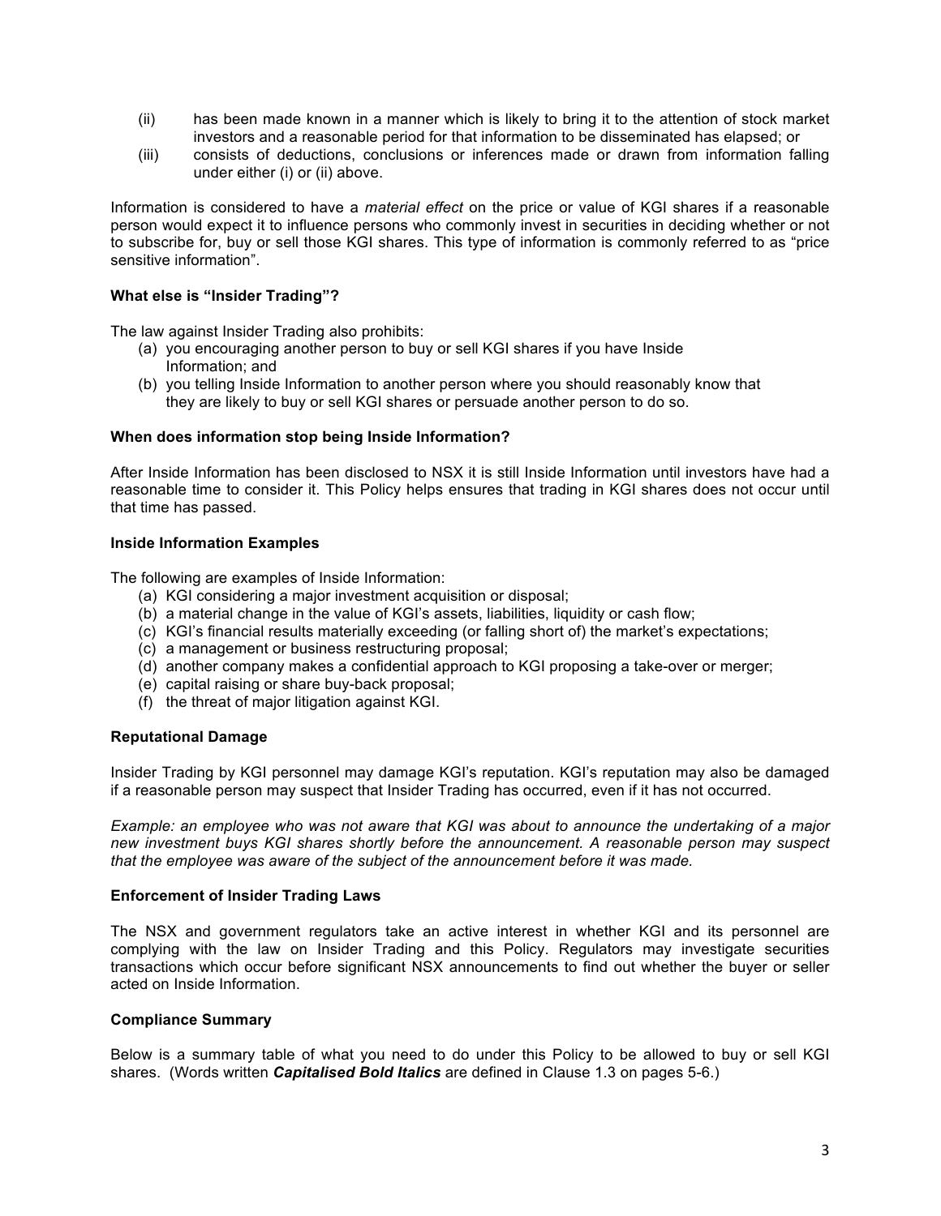(ii) has been made known in a manner which is likely to bring it to the attention of stock market investors and a reasonable period for that information to be disseminated has elapsed; or

(iii) consists of deductions, conclusions or inferences made or drawn from information falling under either (i) or (ii) above.

Information is considered to have a *material effect* on the price or value of KGI shares if a reasonable person would expect it to influence persons who commonly invest in securities in deciding whether or not to subscribe for, buy or sell those KGI shares. This type of information is commonly referred to as "price sensitive information".

**What else is "Insider Trading"?**

The law against Insider Trading also prohibits:

(a) you encouraging another person to buy or sell KGI shares if you have Inside Information; and

(b) you telling Inside Information to another person where you should reasonably know that they are likely to buy or sell KGI shares or persuade another person to do so.

**When does information stop being Inside Information?**

After Inside Information has been disclosed to NSX it is still Inside Information until investors have had a reasonable time to consider it. This Policy helps ensures that trading in KGI shares does not occur until that time has passed.

**Inside Information Examples**

The following are examples of Inside Information:

(a) KGI considering a major investment acquisition or disposal;
(b) a material change in the value of KGI's assets, liabilities, liquidity or cash flow;
(c) KGI's financial results materially exceeding (or falling short of) the market's expectations;
(c) a management or business restructuring proposal;
(d) another company makes a confidential approach to KGI proposing a take-over or merger;
(e) capital raising or share buy-back proposal;
(f) the threat of major litigation against KGI.

**Reputational Damage**

Insider Trading by KGI personnel may damage KGI's reputation. KGI's reputation may also be damaged if a reasonable person may suspect that Insider Trading has occurred, even if it has not occurred.

*Example: an employee who was not aware that KGI was about to announce the undertaking of a major new investment buys KGI shares shortly before the announcement. A reasonable person may suspect that the employee was aware of the subject of the announcement before it was made.*

**Enforcement of Insider Trading Laws**

The NSX and government regulators take an active interest in whether KGI and its personnel are complying with the law on Insider Trading and this Policy. Regulators may investigate securities transactions which occur before significant NSX announcements to find out whether the buyer or seller acted on Inside Information.

**Compliance Summary**

Below is a summary table of what you need to do under this Policy to be allowed to buy or sell KGI shares. (Words written ***Capitalised Bold Italics*** are defined in Clause 1.3 on pages 5-6.)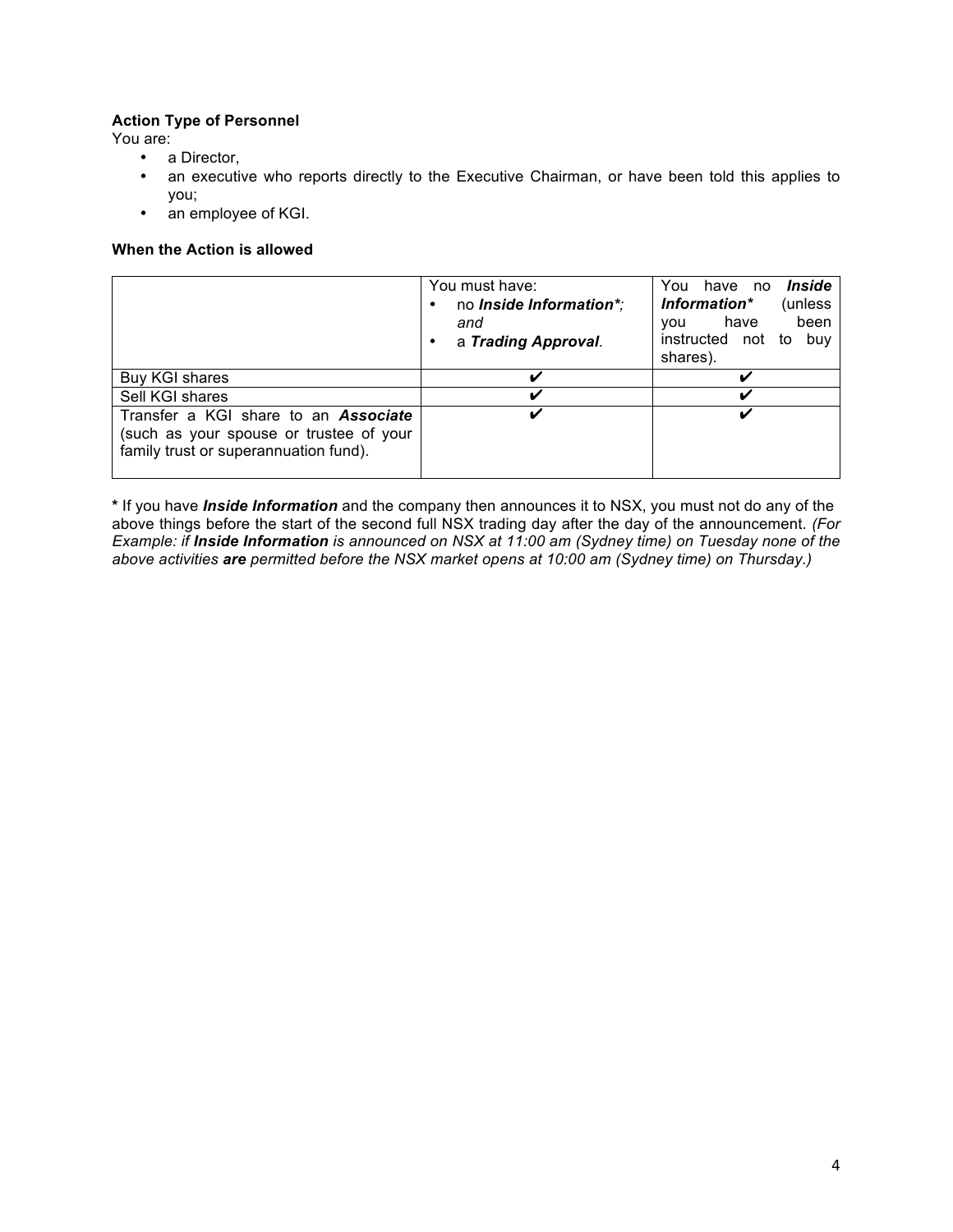**Action Type of Personnel**

You are:

- a Director,
- an executive who reports directly to the Executive Chairman, or have been told this applies to you;
- an employee of KGI.

**When the Action is allowed**

| | You must have:<br>• no ***Inside Information****; *and*<br>• a ***Trading Approval***. | You have no ***Inside Information**** (unless you have been instructed not to buy shares). |
|---|---|---|
| Buy KGI shares | ✔ | ✔ |
| Sell KGI shares | ✔ | ✔ |
| Transfer a KGI share to an ***Associate*** (such as your spouse or trustee of your family trust or superannuation fund). | ✔ | ✔ |

**\*** If you have ***Inside Information*** and the company then announces it to NSX, you must not do any of the above things before the start of the second full NSX trading day after the day of the announcement. *(For Example: if* ***Inside Information*** *is announced on NSX at 11:00 am (Sydney time) on Tuesday none of the above activities* ***are*** *permitted before the NSX market opens at 10:00 am (Sydney time) on Thursday.)*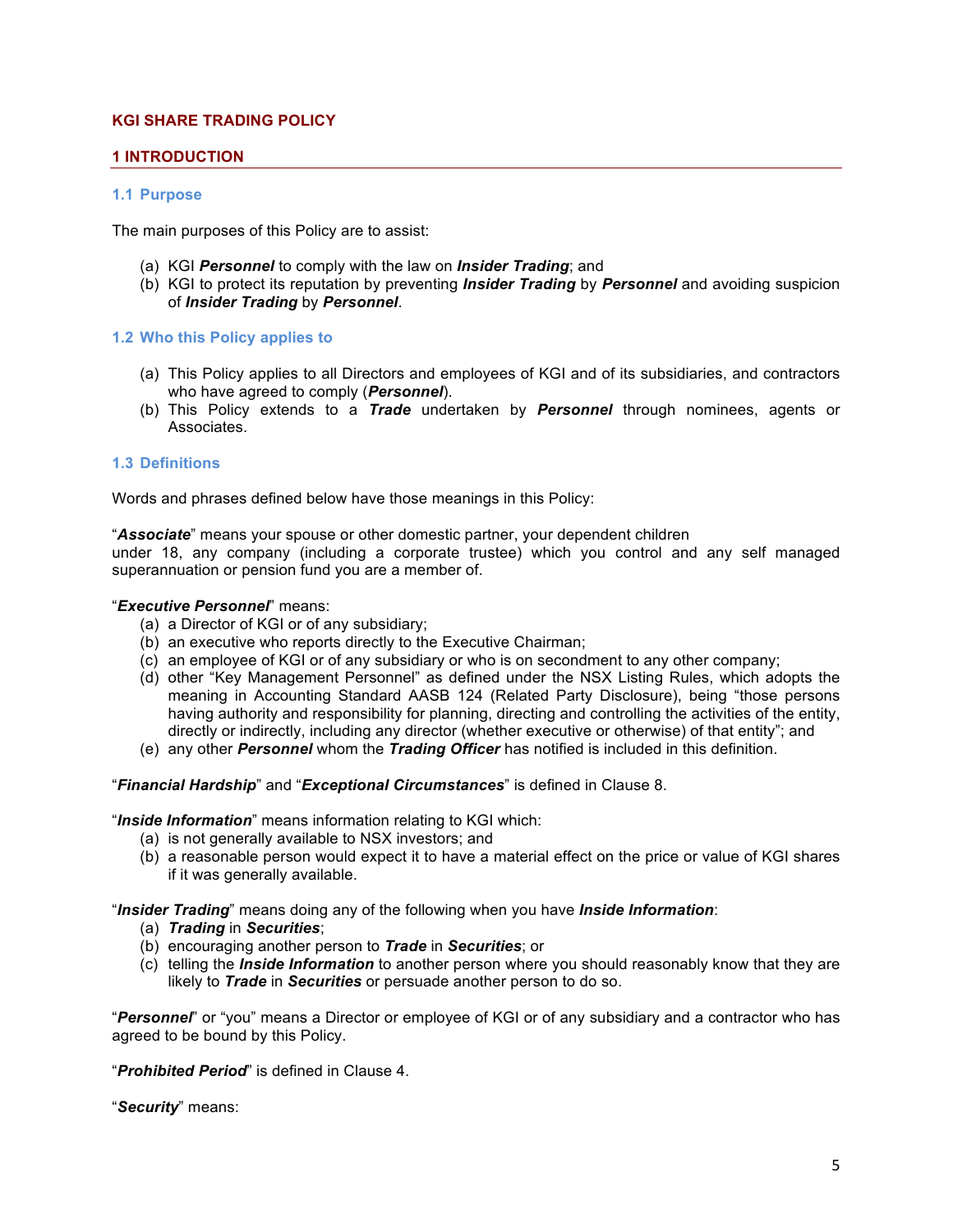## KGI SHARE TRADING POLICY

## 1 INTRODUCTION

### 1.1 Purpose

The main purposes of this Policy are to assist:

(a) KGI ***Personnel*** to comply with the law on ***Insider Trading***; and
(b) KGI to protect its reputation by preventing ***Insider Trading*** by ***Personnel*** and avoiding suspicion of ***Insider Trading*** by ***Personnel***.

### 1.2 Who this Policy applies to

(a) This Policy applies to all Directors and employees of KGI and of its subsidiaries, and contractors who have agreed to comply (***Personnel***).
(b) This Policy extends to a ***Trade*** undertaken by ***Personnel*** through nominees, agents or Associates.

### 1.3 Definitions

Words and phrases defined below have those meanings in this Policy:

"***Associate***" means your spouse or other domestic partner, your dependent children under 18, any company (including a corporate trustee) which you control and any self managed superannuation or pension fund you are a member of.

"***Executive Personnel***" means:

(a) a Director of KGI or of any subsidiary;
(b) an executive who reports directly to the Executive Chairman;
(c) an employee of KGI or of any subsidiary or who is on secondment to any other company;
(d) other "Key Management Personnel" as defined under the NSX Listing Rules, which adopts the meaning in Accounting Standard AASB 124 (Related Party Disclosure), being "those persons having authority and responsibility for planning, directing and controlling the activities of the entity, directly or indirectly, including any director (whether executive or otherwise) of that entity"; and
(e) any other ***Personnel*** whom the ***Trading Officer*** has notified is included in this definition.

"***Financial Hardship***" and "***Exceptional Circumstances***" is defined in Clause 8.

"***Inside Information***" means information relating to KGI which:

(a) is not generally available to NSX investors; and
(b) a reasonable person would expect it to have a material effect on the price or value of KGI shares if it was generally available.

"***Insider Trading***" means doing any of the following when you have ***Inside Information***:

(a) ***Trading*** in ***Securities***;
(b) encouraging another person to ***Trade*** in ***Securities***; or
(c) telling the ***Inside Information*** to another person where you should reasonably know that they are likely to ***Trade*** in ***Securities*** or persuade another person to do so.

"***Personnel***" or "you" means a Director or employee of KGI or of any subsidiary and a contractor who has agreed to be bound by this Policy.

"***Prohibited Period***" is defined in Clause 4.

"***Security***" means: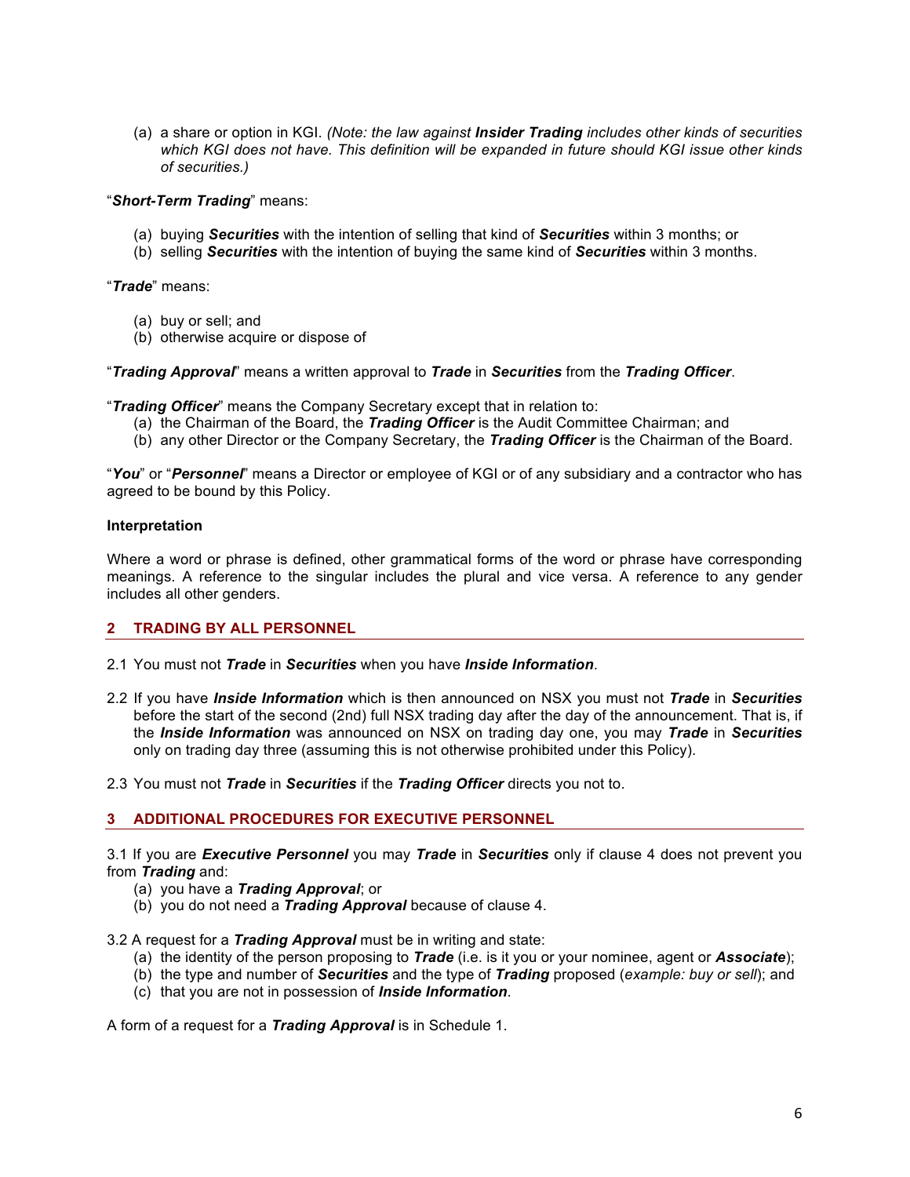(a) a share or option in KGI. *(Note: the law against **Insider Trading** includes other kinds of securities which KGI does not have. This definition will be expanded in future should KGI issue other kinds of securities.)*

"***Short-Term Trading***" means:

(a) buying ***Securities*** with the intention of selling that kind of ***Securities*** within 3 months; or
(b) selling ***Securities*** with the intention of buying the same kind of ***Securities*** within 3 months.

"***Trade***" means:

(a) buy or sell; and
(b) otherwise acquire or dispose of

"***Trading Approval***" means a written approval to ***Trade*** in ***Securities*** from the ***Trading Officer***.

"***Trading Officer***" means the Company Secretary except that in relation to:

(a) the Chairman of the Board, the ***Trading Officer*** is the Audit Committee Chairman; and
(b) any other Director or the Company Secretary, the ***Trading Officer*** is the Chairman of the Board.

"***You***" or "***Personnel***" means a Director or employee of KGI or of any subsidiary and a contractor who has agreed to be bound by this Policy.

**Interpretation**

Where a word or phrase is defined, other grammatical forms of the word or phrase have corresponding meanings. A reference to the singular includes the plural and vice versa. A reference to any gender includes all other genders.

## 2 TRADING BY ALL PERSONNEL

2.1 You must not ***Trade*** in ***Securities*** when you have ***Inside Information***.

2.2 If you have ***Inside Information*** which is then announced on NSX you must not ***Trade*** in ***Securities*** before the start of the second (2nd) full NSX trading day after the day of the announcement. That is, if the ***Inside Information*** was announced on NSX on trading day one, you may ***Trade*** in ***Securities*** only on trading day three (assuming this is not otherwise prohibited under this Policy).

2.3 You must not ***Trade*** in ***Securities*** if the ***Trading Officer*** directs you not to.

## 3 ADDITIONAL PROCEDURES FOR EXECUTIVE PERSONNEL

3.1 If you are ***Executive Personnel*** you may ***Trade*** in ***Securities*** only if clause 4 does not prevent you from ***Trading*** and:

(a) you have a ***Trading Approval***; or
(b) you do not need a ***Trading Approval*** because of clause 4.

3.2 A request for a ***Trading Approval*** must be in writing and state:

(a) the identity of the person proposing to ***Trade*** (i.e. is it you or your nominee, agent or ***Associate***);
(b) the type and number of ***Securities*** and the type of ***Trading*** proposed (*example: buy or sell*); and
(c) that you are not in possession of ***Inside Information***.

A form of a request for a ***Trading Approval*** is in Schedule 1.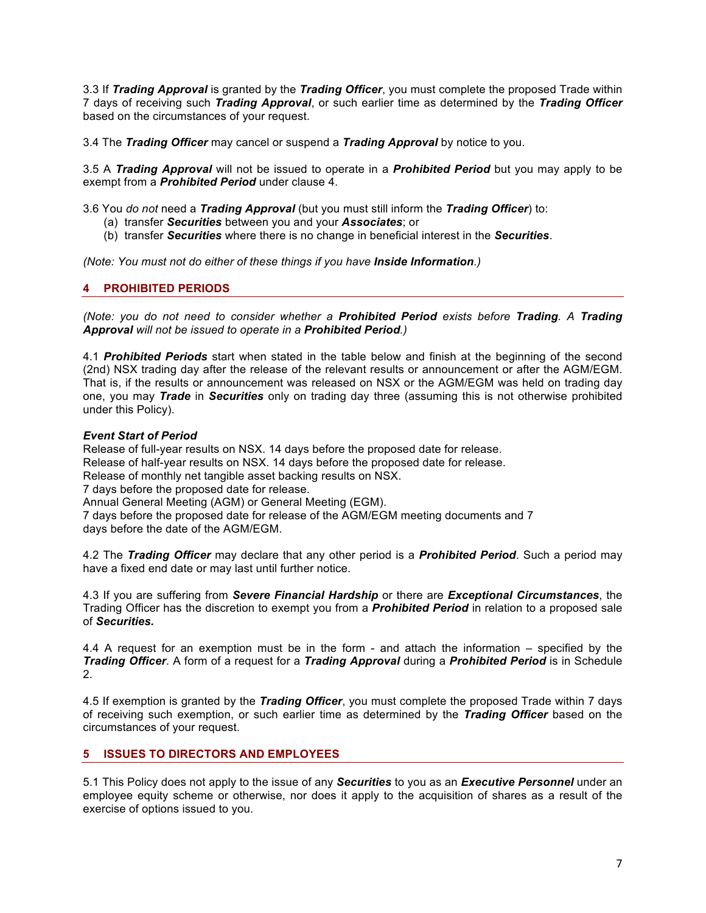3.3 If ***Trading Approval*** is granted by the ***Trading Officer***, you must complete the proposed Trade within 7 days of receiving such ***Trading Approval***, or such earlier time as determined by the ***Trading Officer*** based on the circumstances of your request.

3.4 The ***Trading Officer*** may cancel or suspend a ***Trading Approval*** by notice to you.

3.5 A ***Trading Approval*** will not be issued to operate in a ***Prohibited Period*** but you may apply to be exempt from a ***Prohibited Period*** under clause 4.

3.6 You *do not* need a ***Trading Approval*** (but you must still inform the ***Trading Officer***) to:

- (a) transfer ***Securities*** between you and your ***Associates***; or
- (b) transfer ***Securities*** where there is no change in beneficial interest in the ***Securities***.

*(Note: You must not do either of these things if you have **Inside Information**.)*

## 4 PROHIBITED PERIODS

*(Note: you do not need to consider whether a **Prohibited Period** exists before **Trading**. A **Trading Approval** will not be issued to operate in a **Prohibited Period**.)*

4.1 ***Prohibited Periods*** start when stated in the table below and finish at the beginning of the second (2nd) NSX trading day after the release of the relevant results or announcement or after the AGM/EGM. That is, if the results or announcement was released on NSX or the AGM/EGM was held on trading day one, you may ***Trade*** in ***Securities*** only on trading day three (assuming this is not otherwise prohibited under this Policy).

| ***Event*** | ***Start of Period*** |
|---|---|
| Release of full-year results on NSX. | 14 days before the proposed date for release. |
| Release of half-year results on NSX. | 14 days before the proposed date for release. |
| Release of monthly net tangible asset backing results on NSX. | 7 days before the proposed date for release. |
| Annual General Meeting (AGM) or General Meeting (EGM). | 7 days before the proposed date for release of the AGM/EGM meeting documents and 7 days before the date of the AGM/EGM. |

4.2 The ***Trading Officer*** may declare that any other period is a ***Prohibited Period***. Such a period may have a fixed end date or may last until further notice.

4.3 If you are suffering from ***Severe Financial Hardship*** or there are ***Exceptional Circumstances***, the Trading Officer has the discretion to exempt you from a ***Prohibited Period*** in relation to a proposed sale of ***Securities.***

4.4 A request for an exemption must be in the form - and attach the information – specified by the ***Trading Officer***. A form of a request for a ***Trading Approval*** during a ***Prohibited Period*** is in Schedule 2.

4.5 If exemption is granted by the ***Trading Officer***, you must complete the proposed Trade within 7 days of receiving such exemption, or such earlier time as determined by the ***Trading Officer*** based on the circumstances of your request.

## 5 ISSUES TO DIRECTORS AND EMPLOYEES

5.1 This Policy does not apply to the issue of any ***Securities*** to you as an ***Executive Personnel*** under an employee equity scheme or otherwise, nor does it apply to the acquisition of shares as a result of the exercise of options issued to you.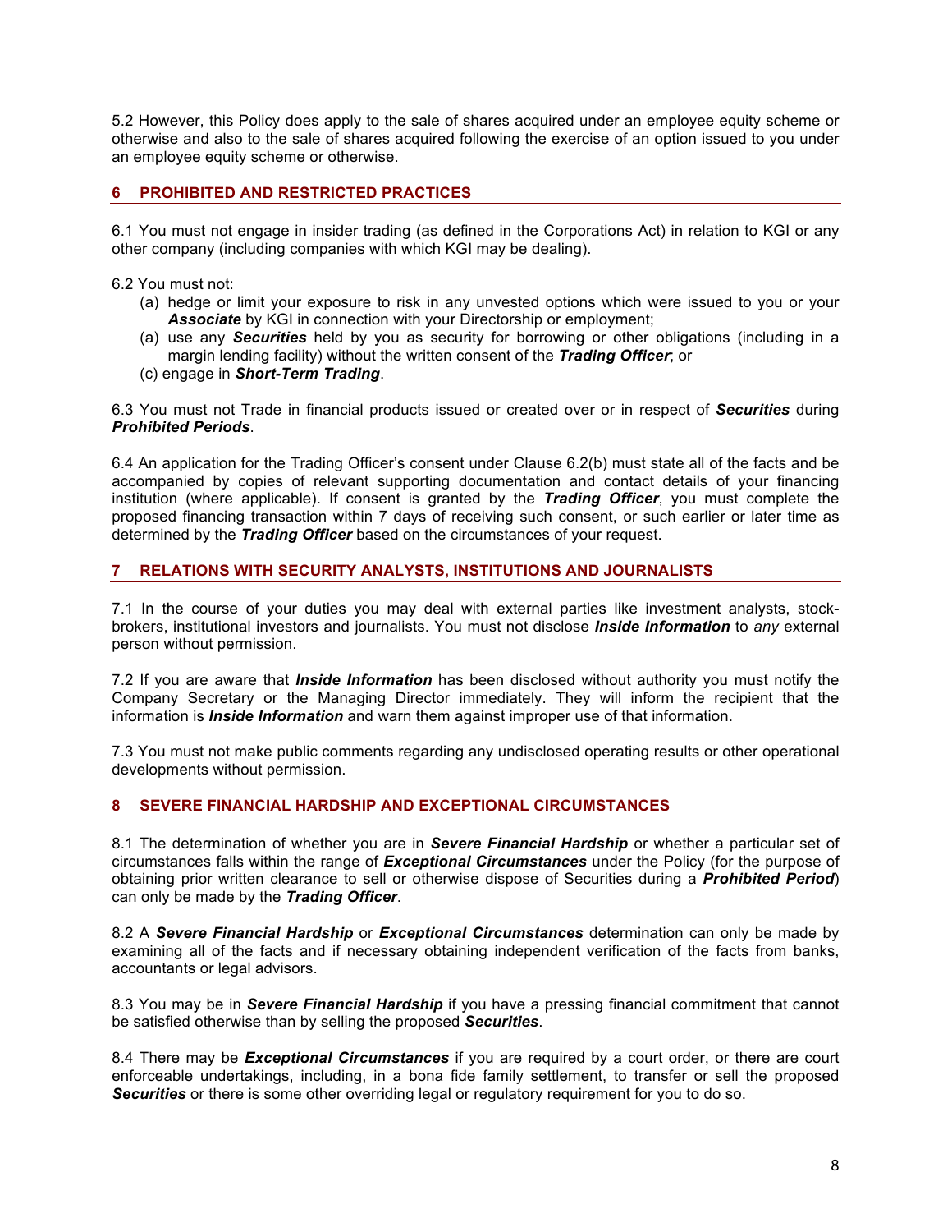5.2 However, this Policy does apply to the sale of shares acquired under an employee equity scheme or otherwise and also to the sale of shares acquired following the exercise of an option issued to you under an employee equity scheme or otherwise.

## 6 PROHIBITED AND RESTRICTED PRACTICES

6.1 You must not engage in insider trading (as defined in the Corporations Act) in relation to KGI or any other company (including companies with which KGI may be dealing).

6.2 You must not:

(a) hedge or limit your exposure to risk in any unvested options which were issued to you or your ***Associate*** by KGI in connection with your Directorship or employment;

(a) use any ***Securities*** held by you as security for borrowing or other obligations (including in a margin lending facility) without the written consent of the ***Trading Officer***; or

(c) engage in ***Short-Term Trading***.

6.3 You must not Trade in financial products issued or created over or in respect of ***Securities*** during ***Prohibited Periods***.

6.4 An application for the Trading Officer's consent under Clause 6.2(b) must state all of the facts and be accompanied by copies of relevant supporting documentation and contact details of your financing institution (where applicable). If consent is granted by the ***Trading Officer***, you must complete the proposed financing transaction within 7 days of receiving such consent, or such earlier or later time as determined by the ***Trading Officer*** based on the circumstances of your request.

## 7 RELATIONS WITH SECURITY ANALYSTS, INSTITUTIONS AND JOURNALISTS

7.1 In the course of your duties you may deal with external parties like investment analysts, stock-brokers, institutional investors and journalists. You must not disclose ***Inside Information*** to *any* external person without permission.

7.2 If you are aware that ***Inside Information*** has been disclosed without authority you must notify the Company Secretary or the Managing Director immediately. They will inform the recipient that the information is ***Inside Information*** and warn them against improper use of that information.

7.3 You must not make public comments regarding any undisclosed operating results or other operational developments without permission.

## 8 SEVERE FINANCIAL HARDSHIP AND EXCEPTIONAL CIRCUMSTANCES

8.1 The determination of whether you are in ***Severe Financial Hardship*** or whether a particular set of circumstances falls within the range of ***Exceptional Circumstances*** under the Policy (for the purpose of obtaining prior written clearance to sell or otherwise dispose of Securities during a ***Prohibited Period***) can only be made by the ***Trading Officer***.

8.2 A ***Severe Financial Hardship*** or ***Exceptional Circumstances*** determination can only be made by examining all of the facts and if necessary obtaining independent verification of the facts from banks, accountants or legal advisors.

8.3 You may be in ***Severe Financial Hardship*** if you have a pressing financial commitment that cannot be satisfied otherwise than by selling the proposed ***Securities***.

8.4 There may be ***Exceptional Circumstances*** if you are required by a court order, or there are court enforceable undertakings, including, in a bona fide family settlement, to transfer or sell the proposed ***Securities*** or there is some other overriding legal or regulatory requirement for you to do so.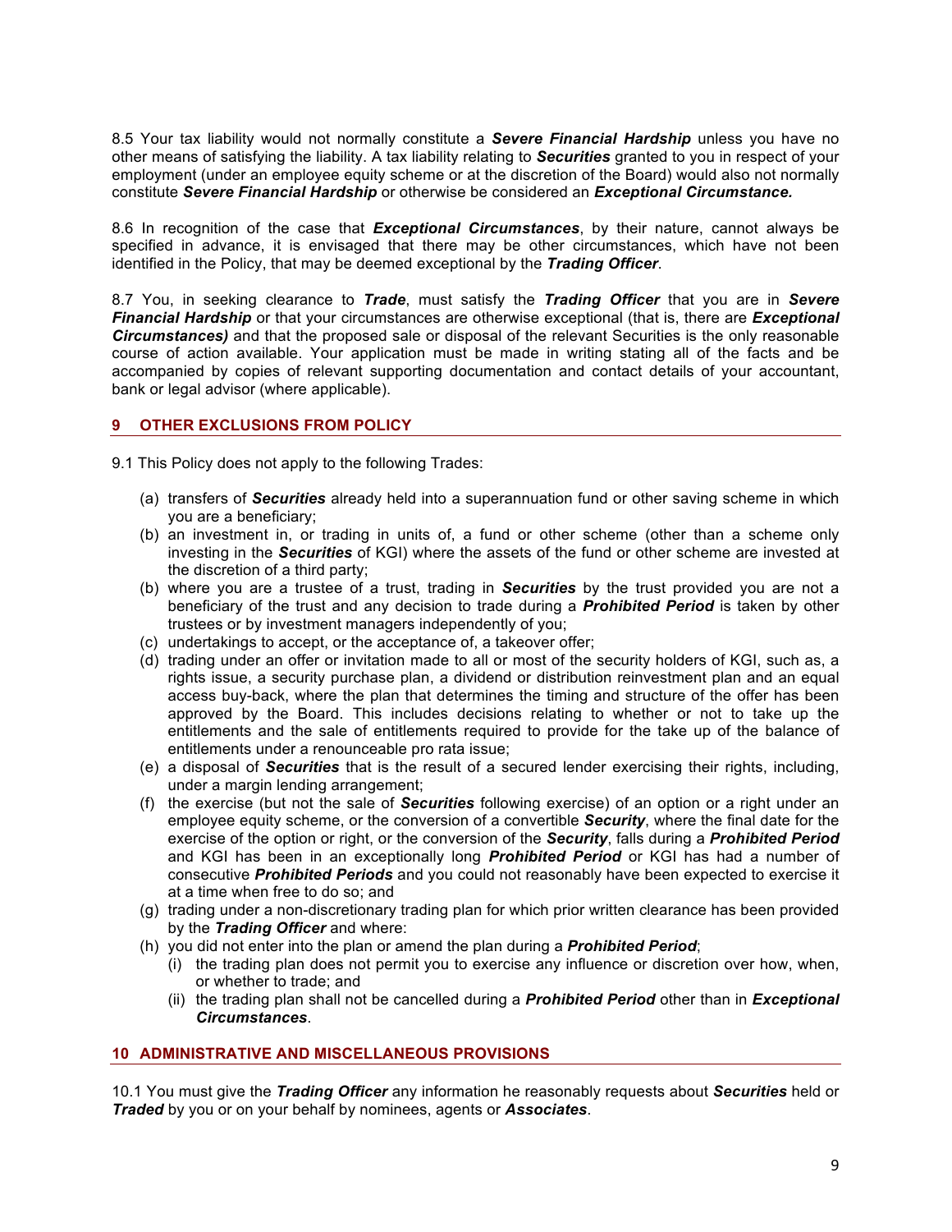8.5 Your tax liability would not normally constitute a ***Severe Financial Hardship*** unless you have no other means of satisfying the liability. A tax liability relating to ***Securities*** granted to you in respect of your employment (under an employee equity scheme or at the discretion of the Board) would also not normally constitute ***Severe Financial Hardship*** or otherwise be considered an ***Exceptional Circumstance.***

8.6 In recognition of the case that ***Exceptional Circumstances***, by their nature, cannot always be specified in advance, it is envisaged that there may be other circumstances, which have not been identified in the Policy, that may be deemed exceptional by the ***Trading Officer***.

8.7 You, in seeking clearance to ***Trade***, must satisfy the ***Trading Officer*** that you are in ***Severe Financial Hardship*** or that your circumstances are otherwise exceptional (that is, there are ***Exceptional Circumstances)*** and that the proposed sale or disposal of the relevant Securities is the only reasonable course of action available. Your application must be made in writing stating all of the facts and be accompanied by copies of relevant supporting documentation and contact details of your accountant, bank or legal advisor (where applicable).

## 9 OTHER EXCLUSIONS FROM POLICY

9.1 This Policy does not apply to the following Trades:

(a) transfers of ***Securities*** already held into a superannuation fund or other saving scheme in which you are a beneficiary;

(b) an investment in, or trading in units of, a fund or other scheme (other than a scheme only investing in the ***Securities*** of KGI) where the assets of the fund or other scheme are invested at the discretion of a third party;

(b) where you are a trustee of a trust, trading in ***Securities*** by the trust provided you are not a beneficiary of the trust and any decision to trade during a ***Prohibited Period*** is taken by other trustees or by investment managers independently of you;

(c) undertakings to accept, or the acceptance of, a takeover offer;

(d) trading under an offer or invitation made to all or most of the security holders of KGI, such as, a rights issue, a security purchase plan, a dividend or distribution reinvestment plan and an equal access buy-back, where the plan that determines the timing and structure of the offer has been approved by the Board. This includes decisions relating to whether or not to take up the entitlements and the sale of entitlements required to provide for the take up of the balance of entitlements under a renounceable pro rata issue;

(e) a disposal of ***Securities*** that is the result of a secured lender exercising their rights, including, under a margin lending arrangement;

(f) the exercise (but not the sale of ***Securities*** following exercise) of an option or a right under an employee equity scheme, or the conversion of a convertible ***Security***, where the final date for the exercise of the option or right, or the conversion of the ***Security***, falls during a ***Prohibited Period*** and KGI has been in an exceptionally long ***Prohibited Period*** or KGI has had a number of consecutive ***Prohibited Periods*** and you could not reasonably have been expected to exercise it at a time when free to do so; and

(g) trading under a non-discretionary trading plan for which prior written clearance has been provided by the ***Trading Officer*** and where:

(h) you did not enter into the plan or amend the plan during a ***Prohibited Period***;
   - (i) the trading plan does not permit you to exercise any influence or discretion over how, when, or whether to trade; and
   - (ii) the trading plan shall not be cancelled during a ***Prohibited Period*** other than in ***Exceptional Circumstances***.

## 10 ADMINISTRATIVE AND MISCELLANEOUS PROVISIONS

10.1 You must give the ***Trading Officer*** any information he reasonably requests about ***Securities*** held or ***Traded*** by you or on your behalf by nominees, agents or ***Associates***.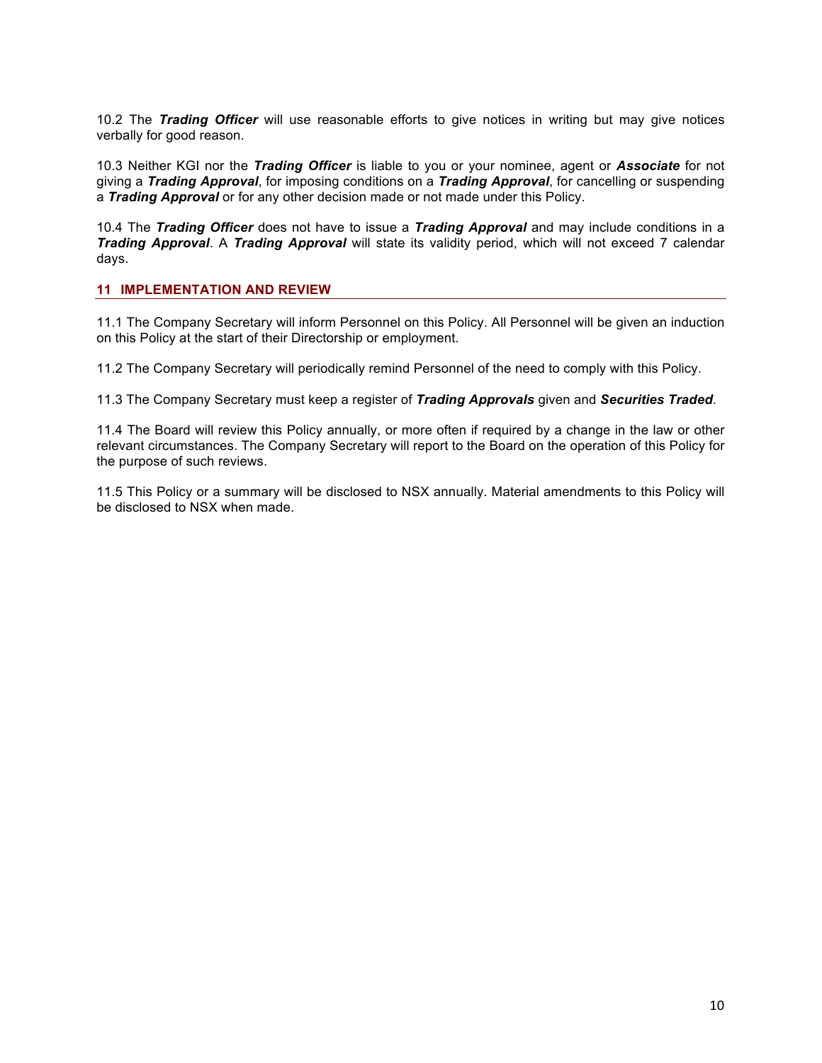10.2 The ***Trading Officer*** will use reasonable efforts to give notices in writing but may give notices verbally for good reason.

10.3 Neither KGI nor the ***Trading Officer*** is liable to you or your nominee, agent or ***Associate*** for not giving a ***Trading Approval***, for imposing conditions on a ***Trading Approval***, for cancelling or suspending a ***Trading Approval*** or for any other decision made or not made under this Policy.

10.4 The ***Trading Officer*** does not have to issue a ***Trading Approval*** and may include conditions in a ***Trading Approval***. A ***Trading Approval*** will state its validity period, which will not exceed 7 calendar days.

## 11 IMPLEMENTATION AND REVIEW

11.1 The Company Secretary will inform Personnel on this Policy. All Personnel will be given an induction on this Policy at the start of their Directorship or employment.

11.2 The Company Secretary will periodically remind Personnel of the need to comply with this Policy.

11.3 The Company Secretary must keep a register of ***Trading Approvals*** given and ***Securities Traded***.

11.4 The Board will review this Policy annually, or more often if required by a change in the law or other relevant circumstances. The Company Secretary will report to the Board on the operation of this Policy for the purpose of such reviews.

11.5 This Policy or a summary will be disclosed to NSX annually. Material amendments to this Policy will be disclosed to NSX when made.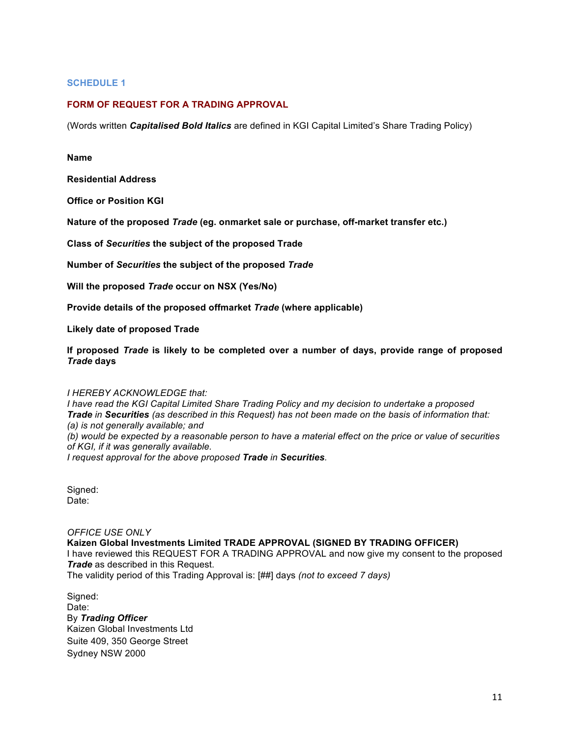## SCHEDULE 1

## FORM OF REQUEST FOR A TRADING APPROVAL

(Words written ***Capitalised Bold Italics*** are defined in KGI Capital Limited's Share Trading Policy)

**Name**

**Residential Address**

**Office or Position KGI**

**Nature of the proposed *Trade* (eg. onmarket sale or purchase, off-market transfer etc.)**

**Class of *Securities* the subject of the proposed Trade**

**Number of *Securities* the subject of the proposed *Trade***

**Will the proposed *Trade* occur on NSX (Yes/No)**

**Provide details of the proposed offmarket *Trade* (where applicable)**

**Likely date of proposed Trade**

**If proposed *Trade* is likely to be completed over a number of days, provide range of proposed *Trade* days**

*I HEREBY ACKNOWLEDGE that:*
*I have read the KGI Capital Limited Share Trading Policy and my decision to undertake a proposed **Trade** in **Securities** (as described in this Request) has not been made on the basis of information that:*
*(a) is not generally available; and*
*(b) would be expected by a reasonable person to have a material effect on the price or value of securities of KGI, if it was generally available.*
*I request approval for the above proposed **Trade** in **Securities**.*

Signed:
Date:

*OFFICE USE ONLY*
**Kaizen Global Investments Limited TRADE APPROVAL (SIGNED BY TRADING OFFICER)**
I have reviewed this REQUEST FOR A TRADING APPROVAL and now give my consent to the proposed ***Trade*** as described in this Request.
The validity period of this Trading Approval is: [##] days *(not to exceed 7 days)*

Signed:
Date:
By ***Trading Officer***
Kaizen Global Investments Ltd
Suite 409, 350 George Street
Sydney NSW 2000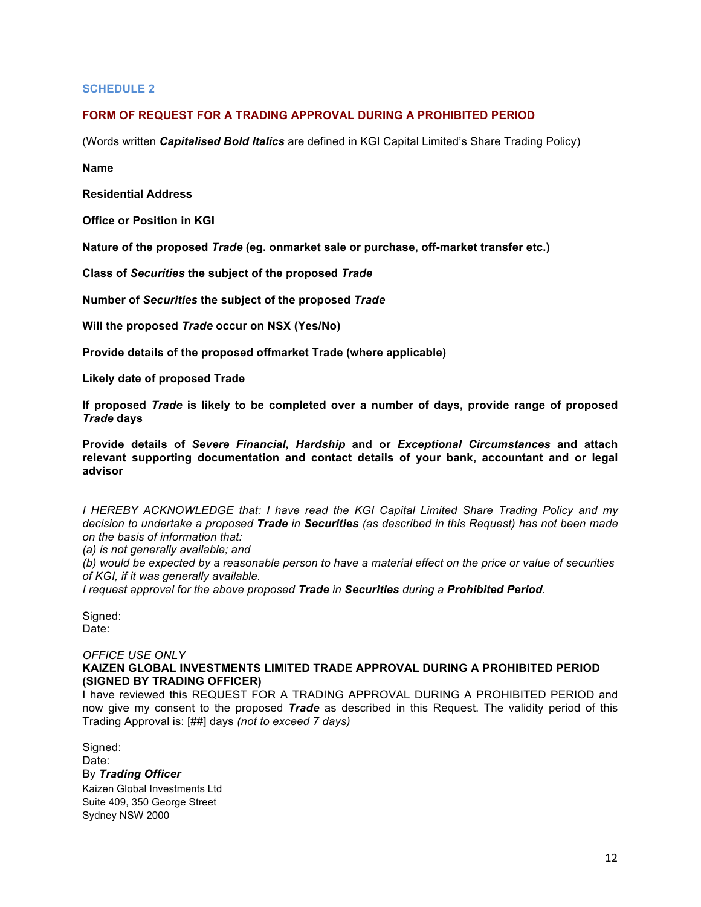## SCHEDULE 2

## FORM OF REQUEST FOR A TRADING APPROVAL DURING A PROHIBITED PERIOD

(Words written ***Capitalised Bold Italics*** are defined in KGI Capital Limited's Share Trading Policy)

**Name**

**Residential Address**

**Office or Position in KGI**

**Nature of the proposed *Trade* (eg. onmarket sale or purchase, off-market transfer etc.)**

**Class of *Securities* the subject of the proposed *Trade***

**Number of *Securities* the subject of the proposed *Trade***

**Will the proposed *Trade* occur on NSX (Yes/No)**

**Provide details of the proposed offmarket Trade (where applicable)**

**Likely date of proposed Trade**

**If proposed *Trade* is likely to be completed over a number of days, provide range of proposed *Trade* days**

**Provide details of *Severe Financial, Hardship* and or *Exceptional Circumstances* and attach relevant supporting documentation and contact details of your bank, accountant and or legal advisor**

*I HEREBY ACKNOWLEDGE that: I have read the KGI Capital Limited Share Trading Policy and my decision to undertake a proposed **Trade** in **Securities** (as described in this Request) has not been made on the basis of information that:*
*(a) is not generally available; and*
*(b) would be expected by a reasonable person to have a material effect on the price or value of securities of KGI, if it was generally available.*
*I request approval for the above proposed **Trade** in **Securities** during a **Prohibited Period**.*

Signed:
Date:

*OFFICE USE ONLY*
**KAIZEN GLOBAL INVESTMENTS LIMITED TRADE APPROVAL DURING A PROHIBITED PERIOD (SIGNED BY TRADING OFFICER)**
I have reviewed this REQUEST FOR A TRADING APPROVAL DURING A PROHIBITED PERIOD and now give my consent to the proposed ***Trade*** as described in this Request. The validity period of this Trading Approval is: [##] days *(not to exceed 7 days)*

Signed:
Date:
By ***Trading Officer***
Kaizen Global Investments Ltd
Suite 409, 350 George Street
Sydney NSW 2000